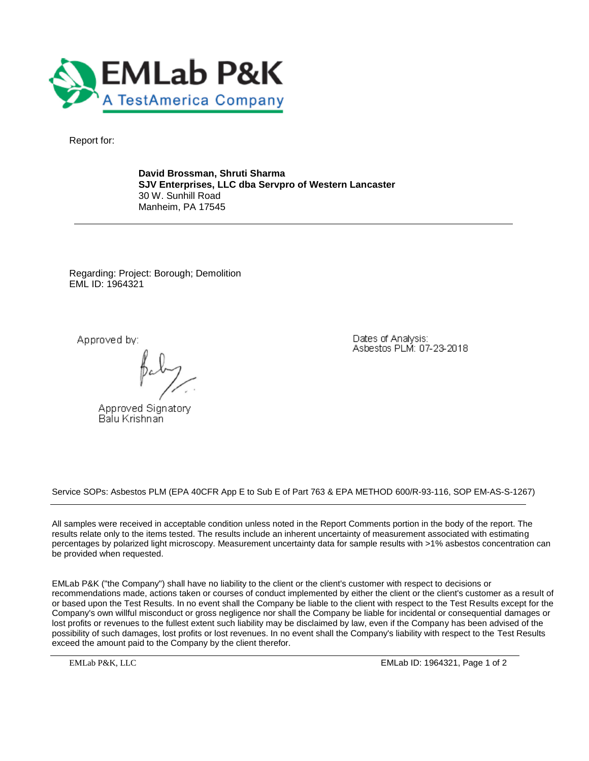**EMLab P&K**
A TestAmerica Company

Report for:

**David Brossman, Shruti Sharma**
**SJV Enterprises, LLC dba Servpro of Western Lancaster**
30 W. Sunhill Road
Manheim, PA 17545

---

Regarding: Project: Borough; Demolition
EML ID: 1964321

Approved by:

Approved Signatory
Balu Krishnan

Dates of Analysis:
Asbestos PLM: 07-23-2018

Service SOPs: Asbestos PLM (EPA 40CFR App E to Sub E of Part 763 & EPA METHOD 600/R-93-116, SOP EM-AS-S-1267)

---

All samples were received in acceptable condition unless noted in the Report Comments portion in the body of the report. The results relate only to the items tested. The results include an inherent uncertainty of measurement associated with estimating percentages by polarized light microscopy. Measurement uncertainty data for sample results with >1% asbestos concentration can be provided when requested.

EMLab P&K ("the Company") shall have no liability to the client or the client's customer with respect to decisions or recommendations made, actions taken or courses of conduct implemented by either the client or the client's customer as a result of or based upon the Test Results. In no event shall the Company be liable to the client with respect to the Test Results except for the Company's own willful misconduct or gross negligence nor shall the Company be liable for incidental or consequential damages or lost profits or revenues to the fullest extent such liability may be disclaimed by law, even if the Company has been advised of the possibility of such damages, lost profits or lost revenues. In no event shall the Company's liability with respect to the Test Results exceed the amount paid to the Company by the client therefor.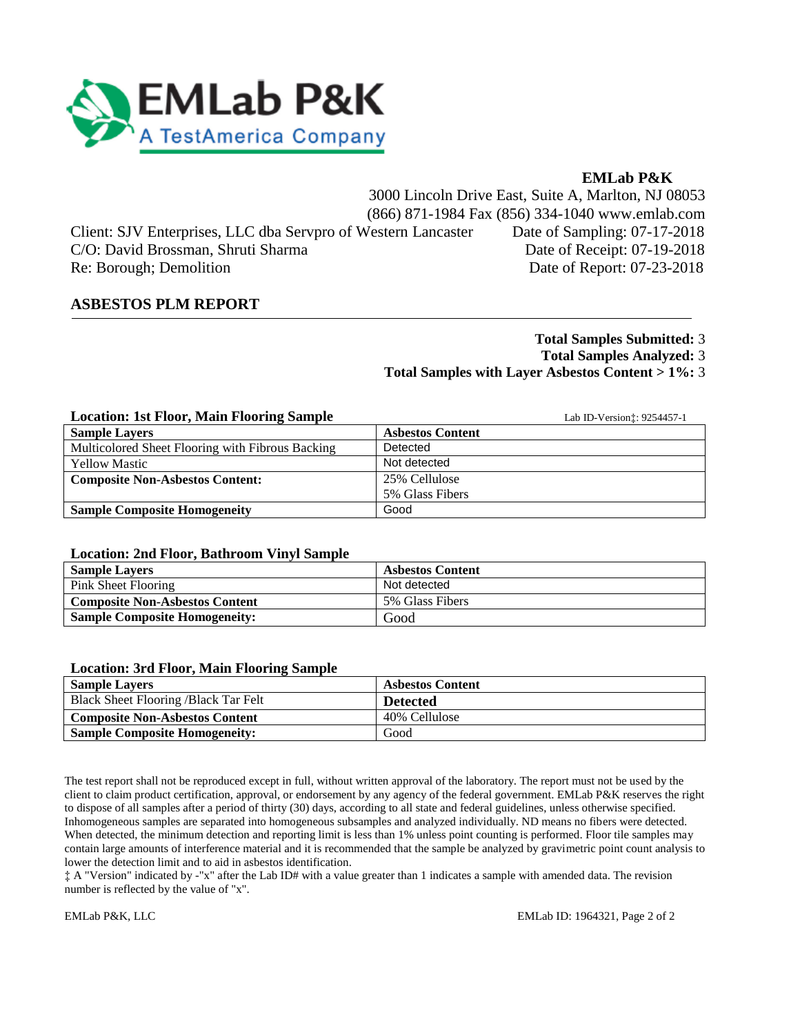**EMLab P&K**

A TestAmerica Company

**EMLab P&K**
3000 Lincoln Drive East, Suite A, Marlton, NJ 08053
(866) 871-1984 Fax (856) 334-1040 www.emlab.com

Client: SJV Enterprises, LLC dba Servpro of Western Lancaster
C/O: David Brossman, Shruti Sharma
Re: Borough; Demolition

Date of Sampling: 07-17-2018
Date of Receipt: 07-19-2018
Date of Report: 07-23-2018

## ASBESTOS PLM REPORT

**Total Samples Submitted:** 3
**Total Samples Analyzed:** 3
**Total Samples with Layer Asbestos Content > 1%:** 3

### Location: 1st Floor, Main Flooring Sample

Lab ID-Version‡: 9254457-1

| **Sample Layers** | **Asbestos Content** |
|---|---|
| Multicolored Sheet Flooring with Fibrous Backing | Detected |
| Yellow Mastic | Not detected |
| **Composite Non-Asbestos Content:** | 25% Cellulose<br>5% Glass Fibers |
| **Sample Composite Homogeneity** | Good |

### Location: 2nd Floor, Bathroom Vinyl Sample

| **Sample Layers** | **Asbestos Content** |
|---|---|
| Pink Sheet Flooring | Not detected |
| **Composite Non-Asbestos Content** | 5% Glass Fibers |
| **Sample Composite Homogeneity:** | Good |

### Location: 3rd Floor, Main Flooring Sample

| **Sample Layers** | **Asbestos Content** |
|---|---|
| Black Sheet Flooring /Black Tar Felt | **Detected** |
| **Composite Non-Asbestos Content** | 40% Cellulose |
| **Sample Composite Homogeneity:** | Good |

The test report shall not be reproduced except in full, without written approval of the laboratory. The report must not be used by the client to claim product certification, approval, or endorsement by any agency of the federal government. EMLab P&K reserves the right to dispose of all samples after a period of thirty (30) days, according to all state and federal guidelines, unless otherwise specified. Inhomogeneous samples are separated into homogeneous subsamples and analyzed individually. ND means no fibers were detected. When detected, the minimum detection and reporting limit is less than 1% unless point counting is performed. Floor tile samples may contain large amounts of interference material and it is recommended that the sample be analyzed by gravimetric point count analysis to lower the detection limit and to aid in asbestos identification.

‡ A "Version" indicated by -"x" after the Lab ID# with a value greater than 1 indicates a sample with amended data. The revision number is reflected by the value of "x".

EMLab P&K, LLC

EMLab ID: 1964321